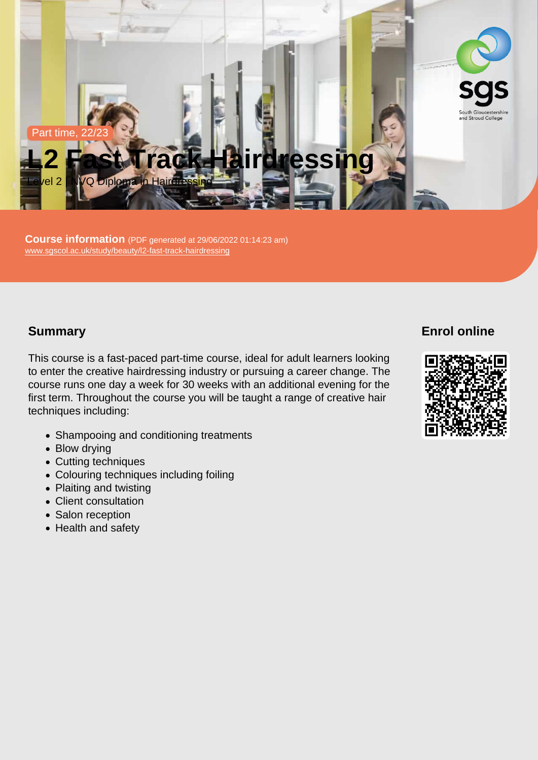Part time, 22/23

# L2 Fast Track Hairdressing

Level 2 NVQ Diploma in Hairdressing

**Course information** (PDF generated at 29/06/2022 01:14:23 am)
www.sgscol.ac.uk/study/beauty/l2-fast-track-hairdressing

## Summary

This course is a fast-paced part-time course, ideal for adult learners looking to enter the creative hairdressing industry or pursuing a career change. The course runs one day a week for 30 weeks with an additional evening for the first term. Throughout the course you will be taught a range of creative hair techniques including:

- Shampooing and conditioning treatments
- Blow drying
- Cutting techniques
- Colouring techniques including foiling
- Plaiting and twisting
- Client consultation
- Salon reception
- Health and safety

## Enrol online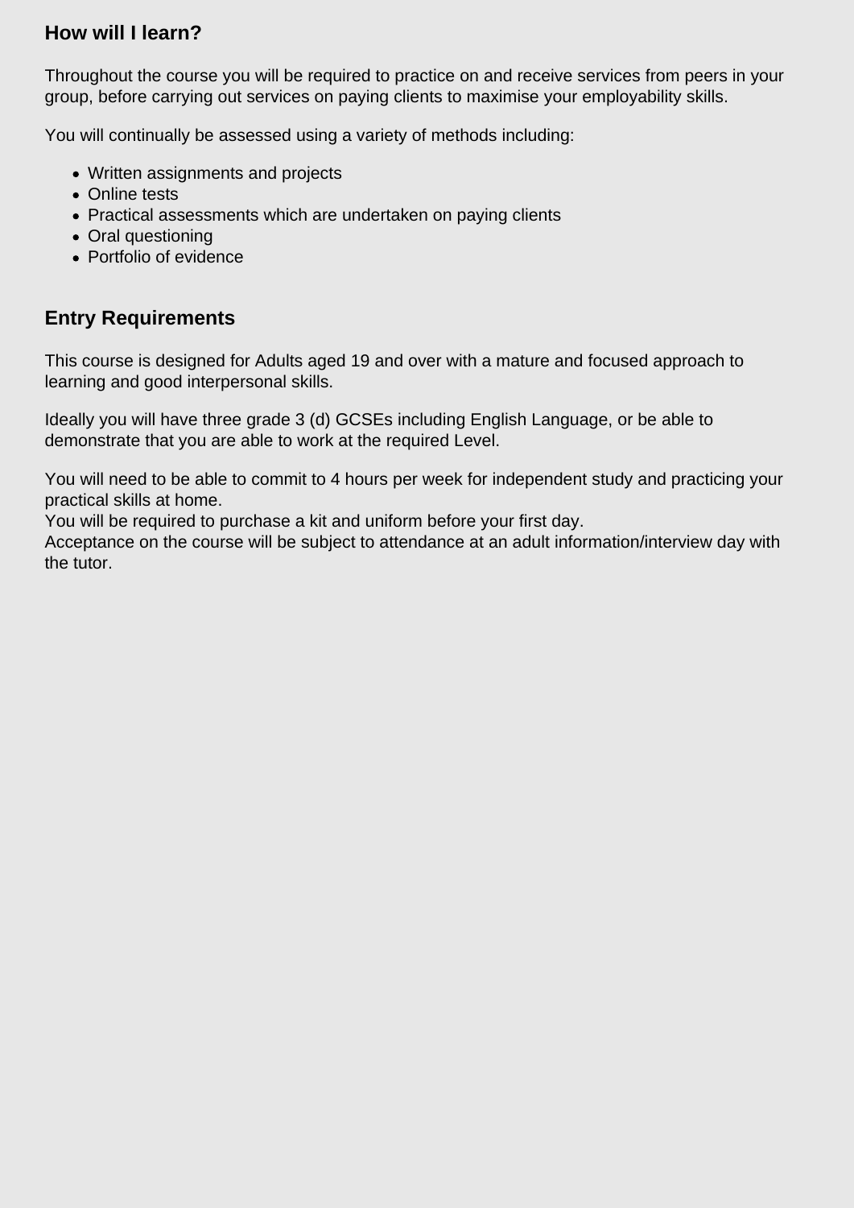## How will I learn?

Throughout the course you will be required to practice on and receive services from peers in your group, before carrying out services on paying clients to maximise your employability skills.

You will continually be assessed using a variety of methods including:

- Written assignments and projects
- Online tests
- Practical assessments which are undertaken on paying clients
- Oral questioning
- Portfolio of evidence

## Entry Requirements

This course is designed for Adults aged 19 and over with a mature and focused approach to learning and good interpersonal skills.

Ideally you will have three grade 3 (d) GCSEs including English Language, or be able to demonstrate that you are able to work at the required Level.

You will need to be able to commit to 4 hours per week for independent study and practicing your practical skills at home.
You will be required to purchase a kit and uniform before your first day.
Acceptance on the course will be subject to attendance at an adult information/interview day with the tutor.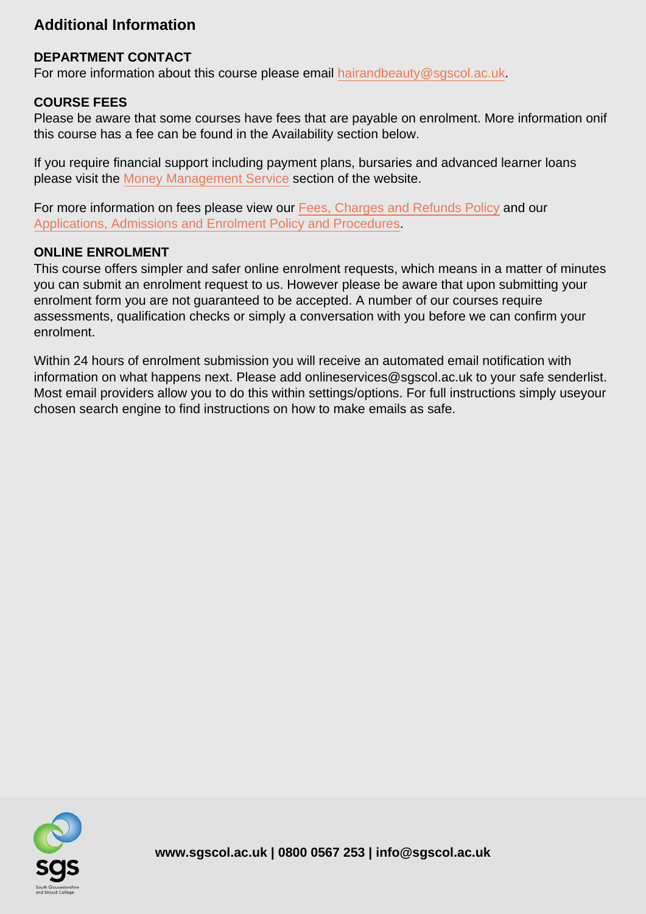## Additional Information

### DEPARTMENT CONTACT

For more information about this course please email hairandbeauty@sgscol.ac.uk.

### COURSE FEES

Please be aware that some courses have fees that are payable on enrolment. More information onif this course has a fee can be found in the Availability section below.

If you require financial support including payment plans, bursaries and advanced learner loans please visit the Money Management Service section of the website.

For more information on fees please view our Fees, Charges and Refunds Policy and our Applications, Admissions and Enrolment Policy and Procedures.

### ONLINE ENROLMENT

This course offers simpler and safer online enrolment requests, which means in a matter of minutes you can submit an enrolment request to us. However please be aware that upon submitting your enrolment form you are not guaranteed to be accepted. A number of our courses require assessments, qualification checks or simply a conversation with you before we can confirm your enrolment.

Within 24 hours of enrolment submission you will receive an automated email notification with information on what happens next. Please add onlineservices@sgscol.ac.uk to your safe senderlist. Most email providers allow you to do this within settings/options. For full instructions simply useyour chosen search engine to find instructions on how to make emails as safe.